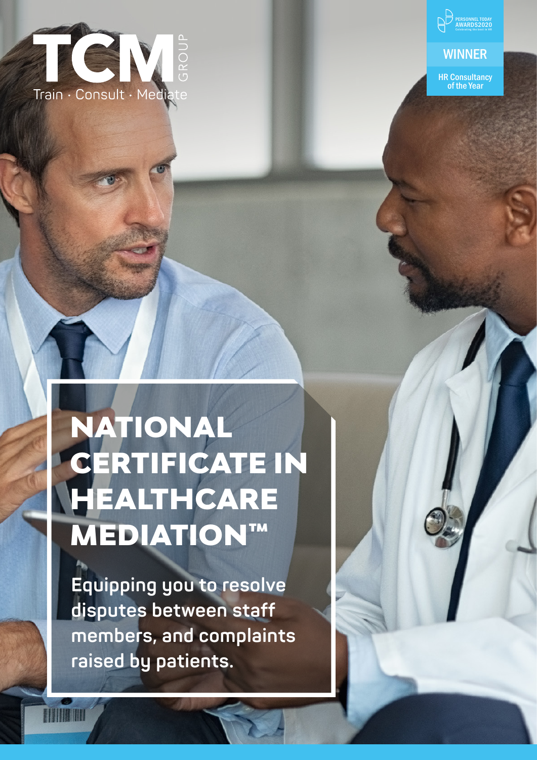TCM GROUP

Train · Consult · Mediate

PERSONNEL TODAY AWARDS2020

Celebrating the best in HR

WINNER

HR Consultancy of the Year

# NATIONAL CERTIFICATE IN HEALTHCARE MEDIATION™

**Equipping you to resolve disputes between staff members, and complaints raised by patients.**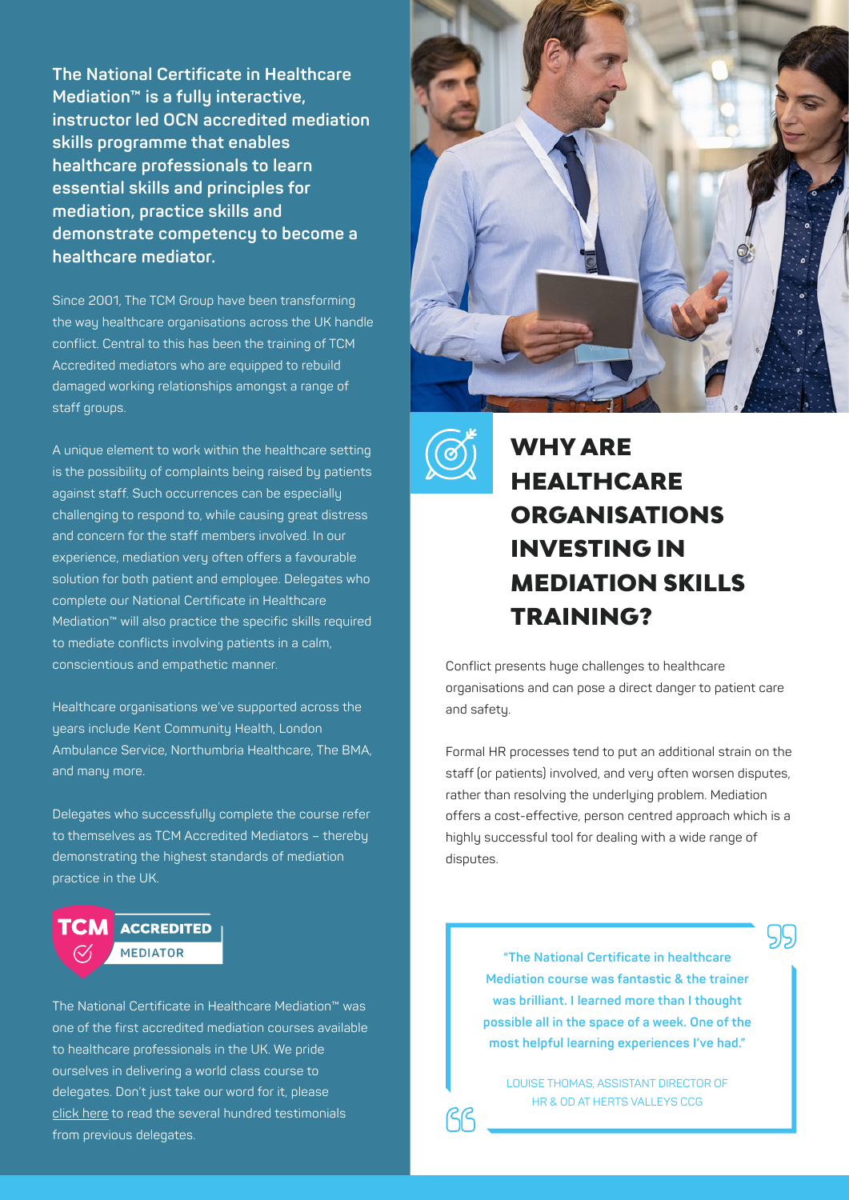**The National Certificate in Healthcare Mediation™ is a fully interactive, instructor led OCN accredited mediation skills programme that enables healthcare professionals to learn essential skills and principles for mediation, practice skills and demonstrate competency to become a healthcare mediator.**

Since 2001, The TCM Group have been transforming the way healthcare organisations across the UK handle conflict. Central to this has been the training of TCM Accredited mediators who are equipped to rebuild damaged working relationships amongst a range of staff groups.

A unique element to work within the healthcare setting is the possibility of complaints being raised by patients against staff. Such occurrences can be especially challenging to respond to, while causing great distress and concern for the staff members involved. In our experience, mediation very often offers a favourable solution for both patient and employee. Delegates who complete our National Certificate in Healthcare Mediation™ will also practice the specific skills required to mediate conflicts involving patients in a calm, conscientious and empathetic manner.

Healthcare organisations we've supported across the years include Kent Community Health, London Ambulance Service, Northumbria Healthcare, The BMA, and many more.

Delegates who successfully complete the course refer to themselves as TCM Accredited Mediators – thereby demonstrating the highest standards of mediation practice in the UK.

TCM ACCREDITED MEDIATOR

The National Certificate in Healthcare Mediation™ was one of the first accredited mediation courses available to healthcare professionals in the UK. We pride ourselves in delivering a world class course to delegates. Don't just take our word for it, please click here to read the several hundred testimonials from previous delegates.

## WHY ARE HEALTHCARE ORGANISATIONS INVESTING IN MEDIATION SKILLS TRAINING?

Conflict presents huge challenges to healthcare organisations and can pose a direct danger to patient care and safety.

Formal HR processes tend to put an additional strain on the staff (or patients) involved, and very often worsen disputes, rather than resolving the underlying problem. Mediation offers a cost-effective, person centred approach which is a highly successful tool for dealing with a wide range of disputes.

> **"The National Certificate in healthcare Mediation course was fantastic & the trainer was brilliant. I learned more than I thought possible all in the space of a week. One of the most helpful learning experiences I've had."**
>
> LOUISE THOMAS, ASSISTANT DIRECTOR OF HR & OD AT HERTS VALLEYS CCG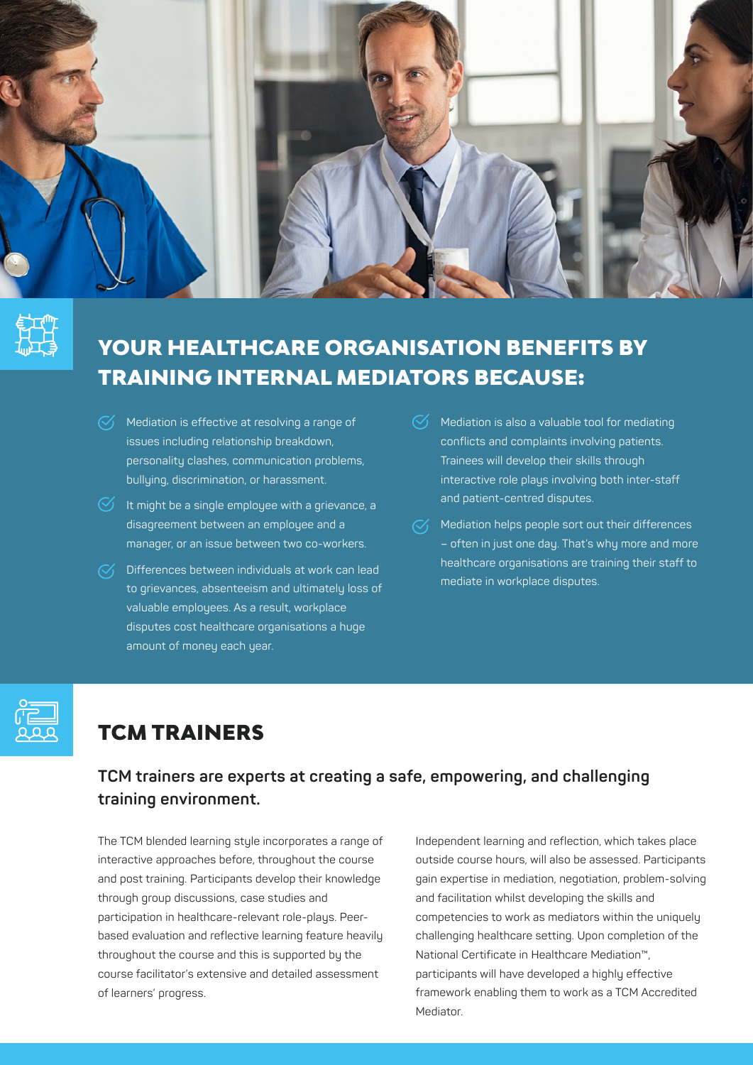## YOUR HEALTHCARE ORGANISATION BENEFITS BY TRAINING INTERNAL MEDIATORS BECAUSE:

- Mediation is effective at resolving a range of issues including relationship breakdown, personality clashes, communication problems, bullying, discrimination, or harassment.
- It might be a single employee with a grievance, a disagreement between an employee and a manager, or an issue between two co-workers.
- Differences between individuals at work can lead to grievances, absenteeism and ultimately loss of valuable employees. As a result, workplace disputes cost healthcare organisations a huge amount of money each year.
- Mediation is also a valuable tool for mediating conflicts and complaints involving patients. Trainees will develop their skills through interactive role plays involving both inter-staff and patient-centred disputes.
- Mediation helps people sort out their differences – often in just one day. That's why more and more healthcare organisations are training their staff to mediate in workplace disputes.

## TCM TRAINERS

### TCM trainers are experts at creating a safe, empowering, and challenging training environment.

The TCM blended learning style incorporates a range of interactive approaches before, throughout the course and post training. Participants develop their knowledge through group discussions, case studies and participation in healthcare-relevant role-plays. Peer-based evaluation and reflective learning feature heavily throughout the course and this is supported by the course facilitator's extensive and detailed assessment of learners' progress.

Independent learning and reflection, which takes place outside course hours, will also be assessed. Participants gain expertise in mediation, negotiation, problem-solving and facilitation whilst developing the skills and competencies to work as mediators within the uniquely challenging healthcare setting. Upon completion of the National Certificate in Healthcare Mediation™, participants will have developed a highly effective framework enabling them to work as a TCM Accredited Mediator.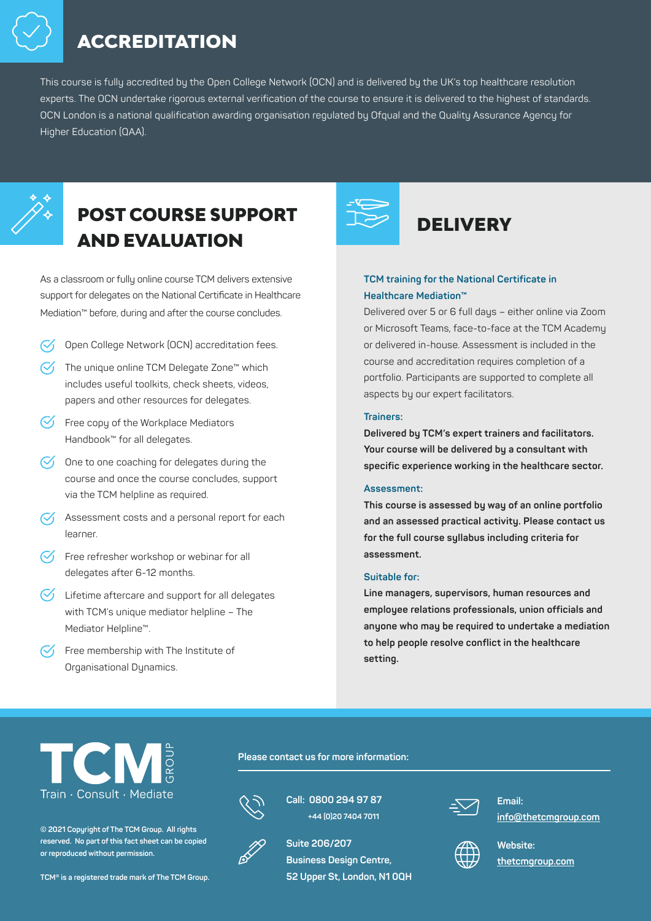# ACCREDITATION

This course is fully accredited by the Open College Network (OCN) and is delivered by the UK's top healthcare resolution experts. The OCN undertake rigorous external verification of the course to ensure it is delivered to the highest of standards. OCN London is a national qualification awarding organisation regulated by Ofqual and the Quality Assurance Agency for Higher Education (QAA).

# POST COURSE SUPPORT AND EVALUATION

As a classroom or fully online course TCM delivers extensive support for delegates on the National Certificate in Healthcare Mediation™ before, during and after the course concludes.

- Open College Network (OCN) accreditation fees.
- The unique online TCM Delegate Zone™ which includes useful toolkits, check sheets, videos, papers and other resources for delegates.
- Free copy of the Workplace Mediators Handbook™ for all delegates.
- One to one coaching for delegates during the course and once the course concludes, support via the TCM helpline as required.
- Assessment costs and a personal report for each learner.
- Free refresher workshop or webinar for all delegates after 6-12 months.
- Lifetime aftercare and support for all delegates with TCM's unique mediator helpline – The Mediator Helpline™.
- Free membership with The Institute of Organisational Dynamics.

# DELIVERY

**TCM training for the National Certificate in Healthcare Mediation™**

Delivered over 5 or 6 full days – either online via Zoom or Microsoft Teams, face-to-face at the TCM Academy or delivered in-house. Assessment is included in the course and accreditation requires completion of a portfolio. Participants are supported to complete all aspects by our expert facilitators.

**Trainers:**

**Delivered by TCM's expert trainers and facilitators. Your course will be delivered by a consultant with specific experience working in the healthcare sector.**

**Assessment:**

**This course is assessed by way of an online portfolio and an assessed practical activity. Please contact us for the full course syllabus including criteria for assessment.**

**Suitable for:**

**Line managers, supervisors, human resources and employee relations professionals, union officials and anyone who may be required to undertake a mediation to help people resolve conflict in the healthcare setting.**

TCM GROUP
Train · Consult · Mediate

**© 2021 Copyright of The TCM Group. All rights reserved. No part of this fact sheet can be copied or reproduced without permission.**

**TCM® is a registered trade mark of The TCM Group.**

**Please contact us for more information:**

**Call: 0800 294 97 87**
**+44 (0)20 7404 7011**

**Suite 206/207**
**Business Design Centre,**
**52 Upper St, London, N1 0QH**

**Email:**
**info@thetcmgroup.com**

**Website:**
**thetcmgroup.com**